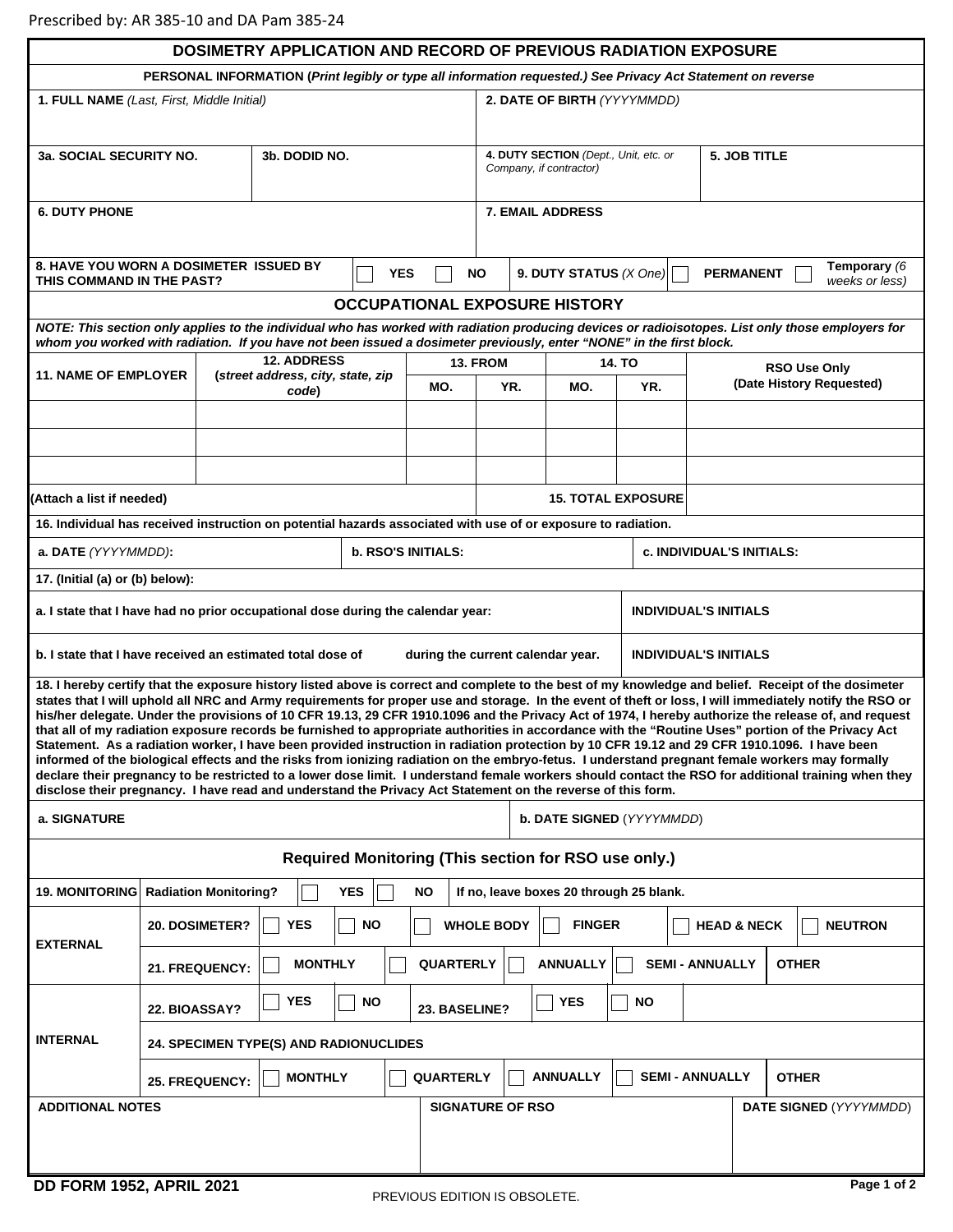Prescribed by: AR 385-10 and DA Pam 385-24

# DOSIMETRY APPLICATION AND RECORD OF PREVIOUS RADIATION EXPOSURE

**PERSONAL INFORMATION (*Print legibly or type all information requested.*) *See Privacy Act Statement on reverse***

| | | | |
|---|---|---|---|
| **1. FULL NAME** *(Last, First, Middle Initial)* | | **2. DATE OF BIRTH** *(YYYYMMDD)* | |
| **3a. SOCIAL SECURITY NO.** | **3b. DODID NO.** | **4. DUTY SECTION** *(Dept., Unit, etc. or Company, if contractor)* | **5. JOB TITLE** |
| **6. DUTY PHONE** | | **7. EMAIL ADDRESS** | |
| **8. HAVE YOU WORN A DOSIMETER ISSUED BY THIS COMMAND IN THE PAST?** | ☐ **YES** ☐ **NO** | **9. DUTY STATUS** *(X One)* | ☐ **PERMANENT** ☐ **Temporary** *(6 weeks or less)* |

## OCCUPATIONAL EXPOSURE HISTORY

***NOTE: This section only applies to the individual who has worked with radiation producing devices or radioisotopes. List only those employers for whom you worked with radiation. If you have not been issued a dosimeter previously, enter "NONE" in the first block.***

| **11. NAME OF EMPLOYER** | **12. ADDRESS** *(street address, city, state, zip code)* | **13. FROM** | | **14. TO** | | **RSO Use Only (Date History Requested)** |
|---|---|---|---|---|---|---|
| | | **MO.** | **YR.** | **MO.** | **YR.** | |
| | | | | | | |
| | | | | | | |
| | | | | | | |
| (Attach a list if needed) | | | | **15. TOTAL EXPOSURE** | | |

**16. Individual has received instruction on potential hazards associated with use of or exposure to radiation.**

| **a. DATE** *(YYYYMMDD)*: | **b. RSO'S INITIALS:** | **c. INDIVIDUAL'S INITIALS:** |
|---|---|---|

**17. (Initial (a) or (b) below):**

| | |
|---|---|
| **a. I state that I have had no prior occupational dose during the calendar year:** | **INDIVIDUAL'S INITIALS** |
| **b. I state that I have received an estimated total dose of ______ during the current calendar year.** | **INDIVIDUAL'S INITIALS** |

**18. I hereby certify that the exposure history listed above is correct and complete to the best of my knowledge and belief. Receipt of the dosimeter states that I will uphold all NRC and Army requirements for proper use and storage. In the event of theft or loss, I will immediately notify the RSO or his/her delegate. Under the provisions of 10 CFR 19.13, 29 CFR 1910.1096 and the Privacy Act of 1974, I hereby authorize the release of, and request that all of my radiation exposure records be furnished to appropriate authorities in accordance with the "Routine Uses" portion of the Privacy Act Statement. As a radiation worker, I have been provided instruction in radiation protection by 10 CFR 19.12 and 29 CFR 1910.1096. I have been informed of the biological effects and the risks from ionizing radiation on the embryo-fetus. I understand pregnant female workers may formally declare their pregnancy to be restricted to a lower dose limit. I understand female workers should contact the RSO for additional training when they disclose their pregnancy. I have read and understand the Privacy Act Statement on the reverse of this form.**

| **a. SIGNATURE** | **b. DATE SIGNED** *(YYYYMMDD)* |
|---|---|

## Required Monitoring (This section for RSO use only.)

| | | |
|---|---|---|
| **19. MONITORING** | **Radiation Monitoring?** ☐ **YES** ☐ **NO** | **If no, leave boxes 20 through 25 blank.** |
| **EXTERNAL** | **20. DOSIMETER?** | ☐ **YES** ☐ **NO** ☐ **WHOLE BODY** ☐ **FINGER** ☐ **HEAD & NECK** ☐ **NEUTRON** |
| | **21. FREQUENCY:** | ☐ **MONTHLY** ☐ **QUARTERLY** ☐ **ANNUALLY** ☐ **SEMI - ANNUALLY** **OTHER** |
| **INTERNAL** | **22. BIOASSAY?** | ☐ **YES** ☐ **NO** **23. BASELINE?** ☐ **YES** ☐ **NO** |
| | **24. SPECIMEN TYPE(S) AND RADIONUCLIDES** | |
| | **25. FREQUENCY:** | ☐ **MONTHLY** ☐ **QUARTERLY** ☐ **ANNUALLY** ☐ **SEMI - ANNUALLY** **OTHER** |

| **ADDITIONAL NOTES** | **SIGNATURE OF RSO** | **DATE SIGNED** (*YYYYMMDD*) |
|---|---|---|

**DD FORM 1952, APRIL 2021**

PREVIOUS EDITION IS OBSOLETE.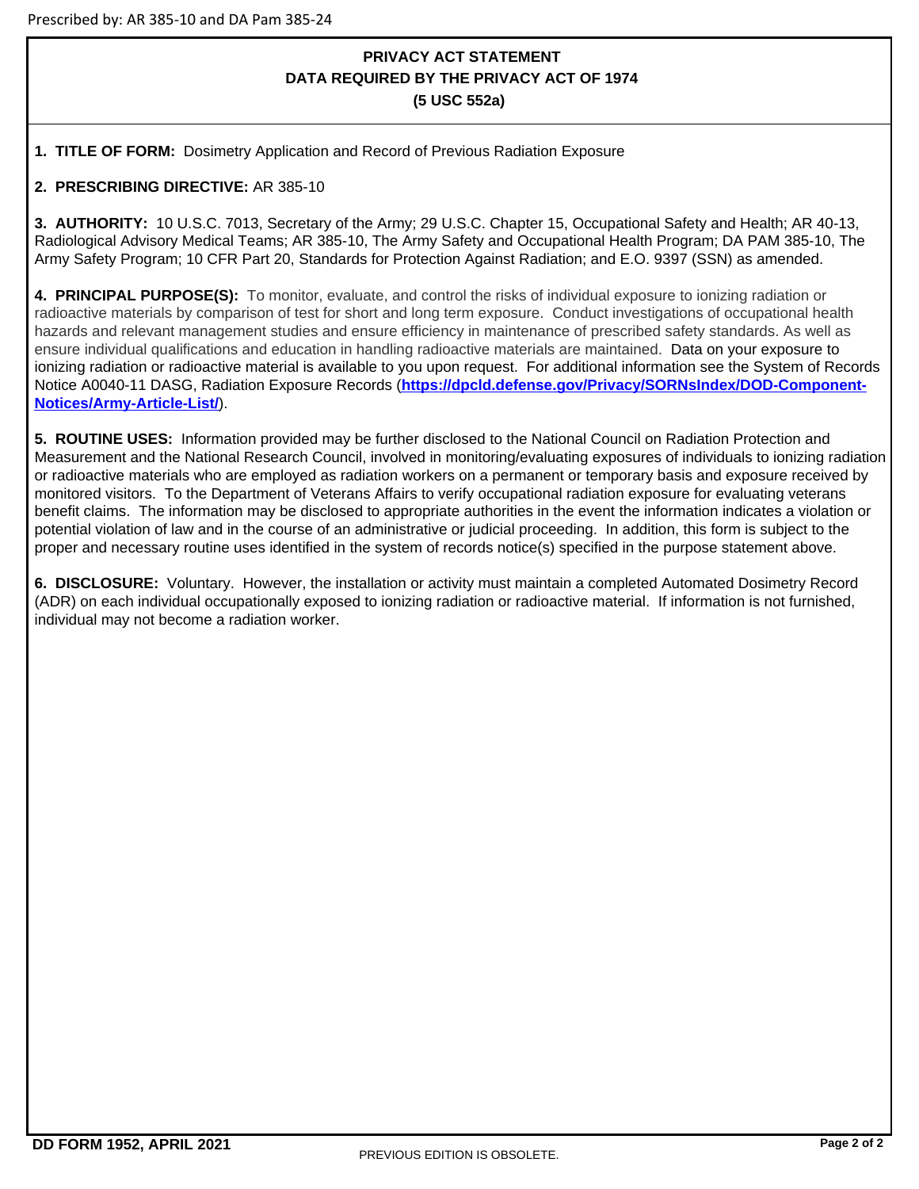Prescribed by: AR 385-10 and DA Pam 385-24

## PRIVACY ACT STATEMENT
## DATA REQUIRED BY THE PRIVACY ACT OF 1974
## (5 USC 552a)

**1. TITLE OF FORM:** Dosimetry Application and Record of Previous Radiation Exposure

**2. PRESCRIBING DIRECTIVE:** AR 385-10

**3. AUTHORITY:** 10 U.S.C. 7013, Secretary of the Army; 29 U.S.C. Chapter 15, Occupational Safety and Health; AR 40-13, Radiological Advisory Medical Teams; AR 385-10, The Army Safety and Occupational Health Program; DA PAM 385-10, The Army Safety Program; 10 CFR Part 20, Standards for Protection Against Radiation; and E.O. 9397 (SSN) as amended.

**4. PRINCIPAL PURPOSE(S):** To monitor, evaluate, and control the risks of individual exposure to ionizing radiation or radioactive materials by comparison of test for short and long term exposure. Conduct investigations of occupational health hazards and relevant management studies and ensure efficiency in maintenance of prescribed safety standards. As well as ensure individual qualifications and education in handling radioactive materials are maintained. Data on your exposure to ionizing radiation or radioactive material is available to you upon request. For additional information see the System of Records Notice A0040-11 DASG, Radiation Exposure Records (**https://dpcld.defense.gov/Privacy/SORNsIndex/DOD-Component-Notices/Army-Article-List/**).

**5. ROUTINE USES:** Information provided may be further disclosed to the National Council on Radiation Protection and Measurement and the National Research Council, involved in monitoring/evaluating exposures of individuals to ionizing radiation or radioactive materials who are employed as radiation workers on a permanent or temporary basis and exposure received by monitored visitors. To the Department of Veterans Affairs to verify occupational radiation exposure for evaluating veterans benefit claims. The information may be disclosed to appropriate authorities in the event the information indicates a violation or potential violation of law and in the course of an administrative or judicial proceeding. In addition, this form is subject to the proper and necessary routine uses identified in the system of records notice(s) specified in the purpose statement above.

**6. DISCLOSURE:** Voluntary. However, the installation or activity must maintain a completed Automated Dosimetry Record (ADR) on each individual occupationally exposed to ionizing radiation or radioactive material. If information is not furnished, individual may not become a radiation worker.

**DD FORM 1952, APRIL 2021**

PREVIOUS EDITION IS OBSOLETE.